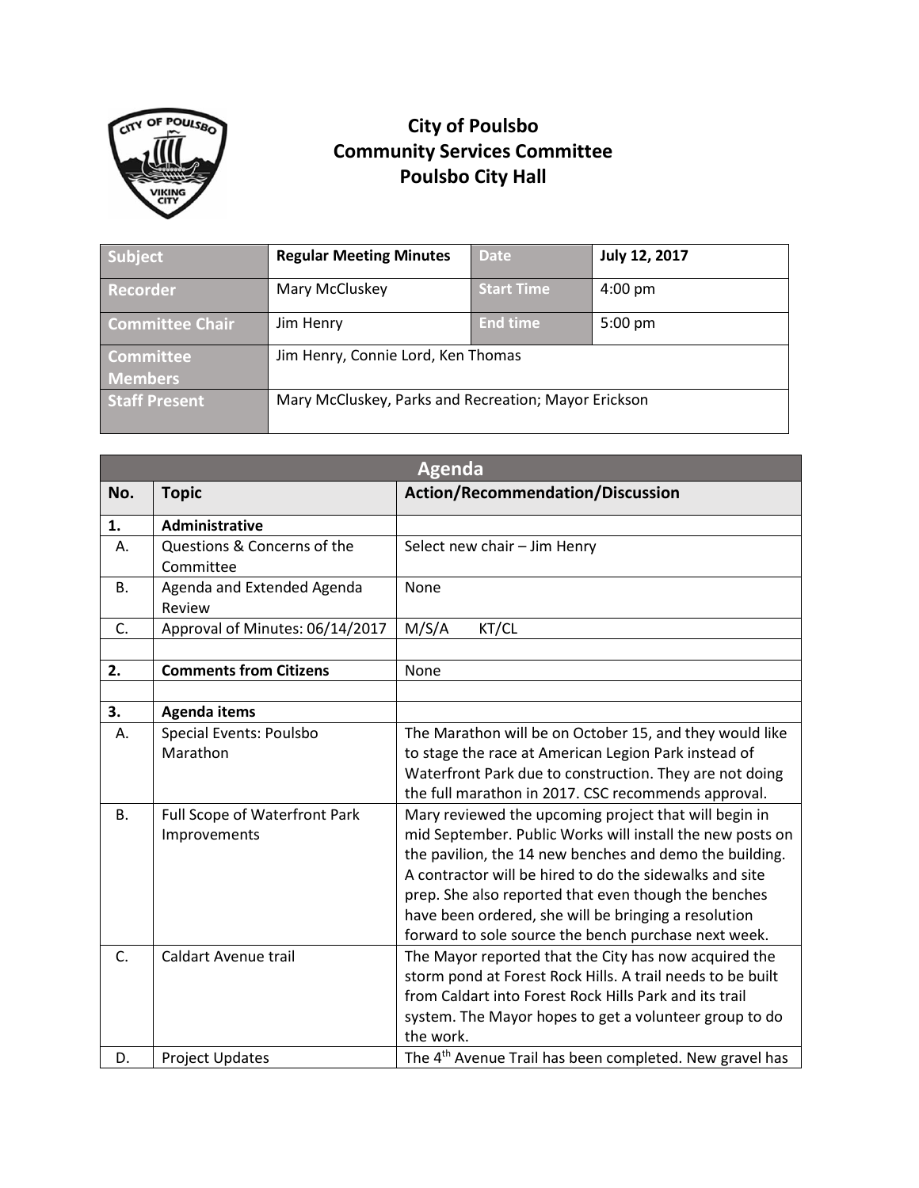# City of Poulsbo
## Community Services Committee
## Poulsbo City Hall

| Subject | Regular Meeting Minutes | Date | July 12, 2017 |
|---|---|---|---|
| Recorder | Mary McCluskey | Start Time | 4:00 pm |
| Committee Chair | Jim Henry | End time | 5:00 pm |
| Committee Members | Jim Henry, Connie Lord, Ken Thomas | | |
| Staff Present | Mary McCluskey, Parks and Recreation; Mayor Erickson | | |

| Agenda | | |
|---|---|---|
| **No.** | **Topic** | **Action/Recommendation/Discussion** |
| **1.** | **Administrative** | |
| A. | Questions & Concerns of the Committee | Select new chair – Jim Henry |
| B. | Agenda and Extended Agenda Review | None |
| C. | Approval of Minutes: 06/14/2017 | M/S/A KT/CL |
| | | |
| **2.** | **Comments from Citizens** | None |
| | | |
| **3.** | **Agenda items** | |
| A. | Special Events: Poulsbo Marathon | The Marathon will be on October 15, and they would like to stage the race at American Legion Park instead of Waterfront Park due to construction. They are not doing the full marathon in 2017. CSC recommends approval. |
| B. | Full Scope of Waterfront Park Improvements | Mary reviewed the upcoming project that will begin in mid September. Public Works will install the new posts on the pavilion, the 14 new benches and demo the building. A contractor will be hired to do the sidewalks and site prep. She also reported that even though the benches have been ordered, she will be bringing a resolution forward to sole source the bench purchase next week. |
| C. | Caldart Avenue trail | The Mayor reported that the City has now acquired the storm pond at Forest Rock Hills. A trail needs to be built from Caldart into Forest Rock Hills Park and its trail system. The Mayor hopes to get a volunteer group to do the work. |
| D. | Project Updates | The 4th Avenue Trail has been completed. New gravel has |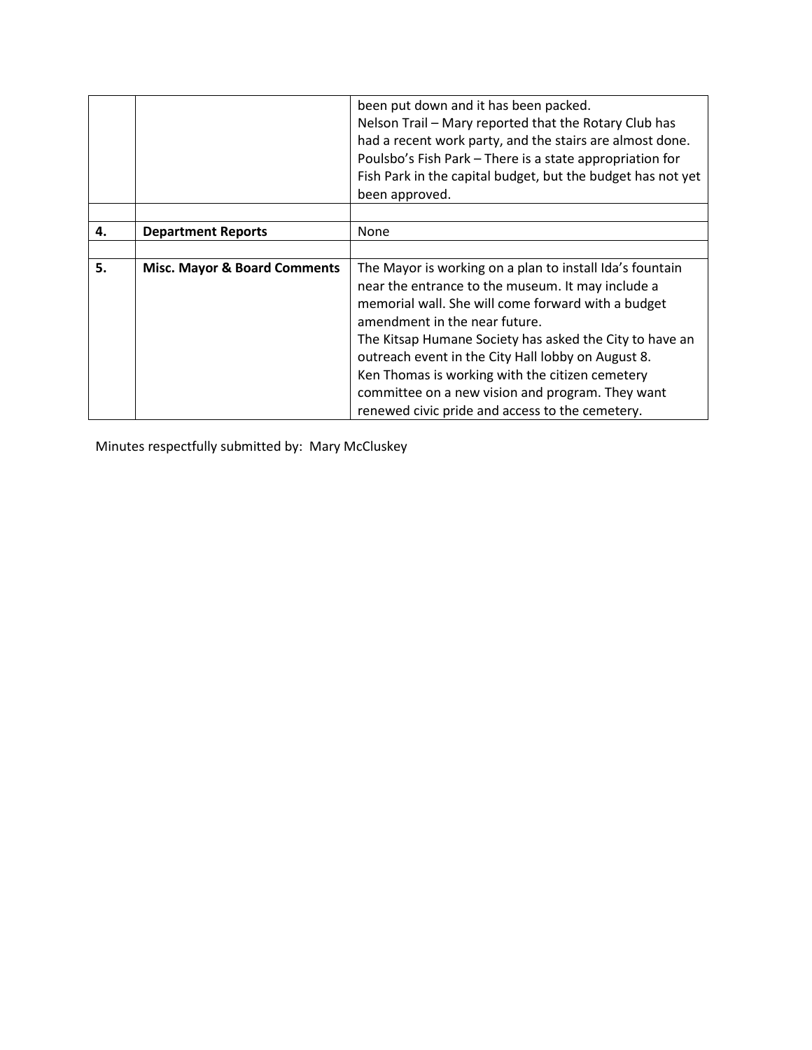| | | |
|---|---|---|
| | | been put down and it has been packed.<br>Nelson Trail – Mary reported that the Rotary Club has had a recent work party, and the stairs are almost done.<br>Poulsbo's Fish Park – There is a state appropriation for Fish Park in the capital budget, but the budget has not yet been approved. |
| | | |
| **4.** | **Department Reports** | None |
| | | |
| **5.** | **Misc. Mayor & Board Comments** | The Mayor is working on a plan to install Ida's fountain near the entrance to the museum. It may include a memorial wall. She will come forward with a budget amendment in the near future.<br>The Kitsap Humane Society has asked the City to have an outreach event in the City Hall lobby on August 8.<br>Ken Thomas is working with the citizen cemetery committee on a new vision and program. They want renewed civic pride and access to the cemetery. |

Minutes respectfully submitted by: Mary McCluskey